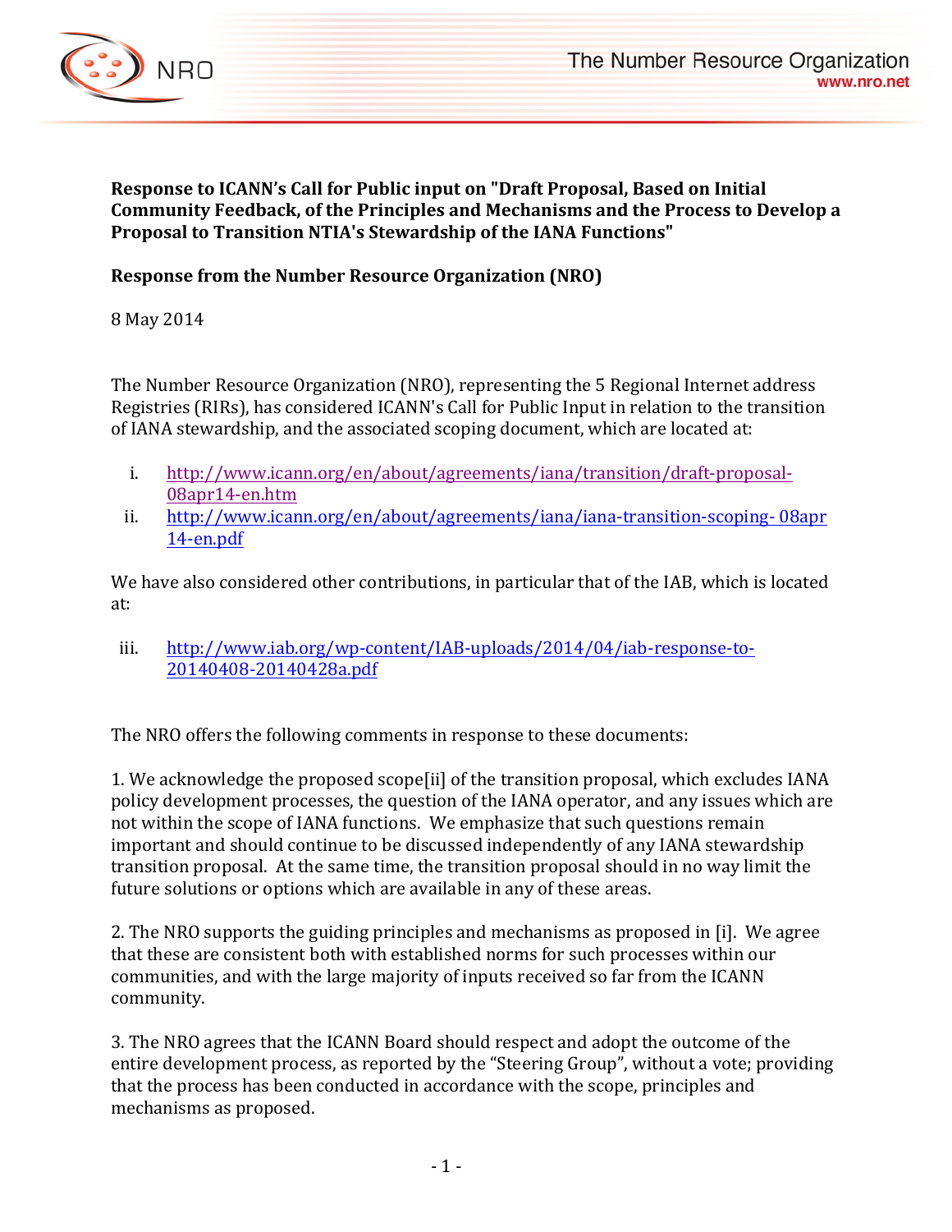**Response to ICANN's Call for Public input on "Draft Proposal, Based on Initial Community Feedback, of the Principles and Mechanisms and the Process to Develop a Proposal to Transition NTIA's Stewardship of the IANA Functions"**

**Response from the Number Resource Organization (NRO)**

8 May 2014

The Number Resource Organization (NRO), representing the 5 Regional Internet address Registries (RIRs), has considered ICANN's Call for Public Input in relation to the transition of IANA stewardship, and the associated scoping document, which are located at:

i. http://www.icann.org/en/about/agreements/iana/transition/draft-proposal-08apr14-en.htm
ii. http://www.icann.org/en/about/agreements/iana/iana-transition-scoping- 08apr14-en.pdf

We have also considered other contributions, in particular that of the IAB, which is located at:

iii. http://www.iab.org/wp-content/IAB-uploads/2014/04/iab-response-to-20140408-20140428a.pdf

The NRO offers the following comments in response to these documents:

1. We acknowledge the proposed scope[ii] of the transition proposal, which excludes IANA policy development processes, the question of the IANA operator, and any issues which are not within the scope of IANA functions. We emphasize that such questions remain important and should continue to be discussed independently of any IANA stewardship transition proposal. At the same time, the transition proposal should in no way limit the future solutions or options which are available in any of these areas.

2. The NRO supports the guiding principles and mechanisms as proposed in [i]. We agree that these are consistent both with established norms for such processes within our communities, and with the large majority of inputs received so far from the ICANN community.

3. The NRO agrees that the ICANN Board should respect and adopt the outcome of the entire development process, as reported by the "Steering Group", without a vote; providing that the process has been conducted in accordance with the scope, principles and mechanisms as proposed.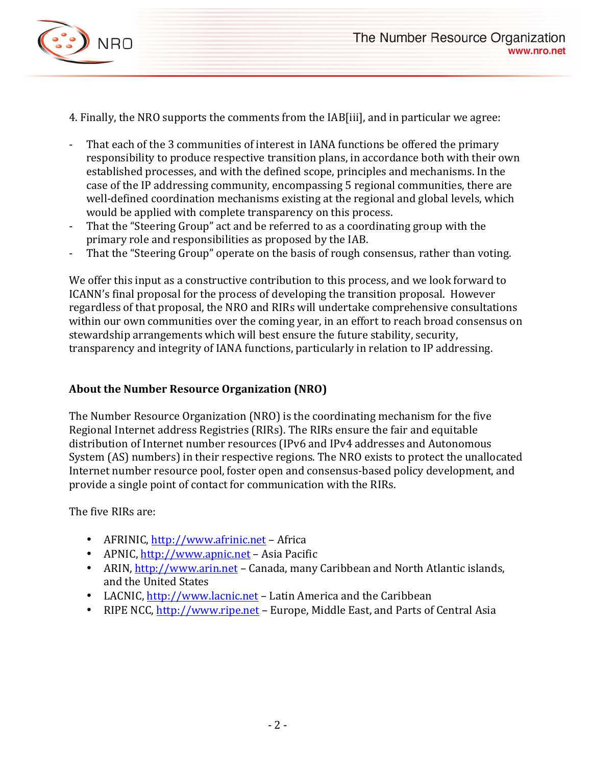4. Finally, the NRO supports the comments from the IAB[iii], and in particular we agree:

- That each of the 3 communities of interest in IANA functions be offered the primary responsibility to produce respective transition plans, in accordance both with their own established processes, and with the defined scope, principles and mechanisms. In the case of the IP addressing community, encompassing 5 regional communities, there are well-defined coordination mechanisms existing at the regional and global levels, which would be applied with complete transparency on this process.
- That the "Steering Group" act and be referred to as a coordinating group with the primary role and responsibilities as proposed by the IAB.
- That the "Steering Group" operate on the basis of rough consensus, rather than voting.

We offer this input as a constructive contribution to this process, and we look forward to ICANN's final proposal for the process of developing the transition proposal. However regardless of that proposal, the NRO and RIRs will undertake comprehensive consultations within our own communities over the coming year, in an effort to reach broad consensus on stewardship arrangements which will best ensure the future stability, security, transparency and integrity of IANA functions, particularly in relation to IP addressing.

**About the Number Resource Organization (NRO)**

The Number Resource Organization (NRO) is the coordinating mechanism for the five Regional Internet address Registries (RIRs). The RIRs ensure the fair and equitable distribution of Internet number resources (IPv6 and IPv4 addresses and Autonomous System (AS) numbers) in their respective regions. The NRO exists to protect the unallocated Internet number resource pool, foster open and consensus-based policy development, and provide a single point of contact for communication with the RIRs.

The five RIRs are:

- AFRINIC, http://www.afrinic.net – Africa
- APNIC, http://www.apnic.net – Asia Pacific
- ARIN, http://www.arin.net – Canada, many Caribbean and North Atlantic islands, and the United States
- LACNIC, http://www.lacnic.net – Latin America and the Caribbean
- RIPE NCC, http://www.ripe.net – Europe, Middle East, and Parts of Central Asia